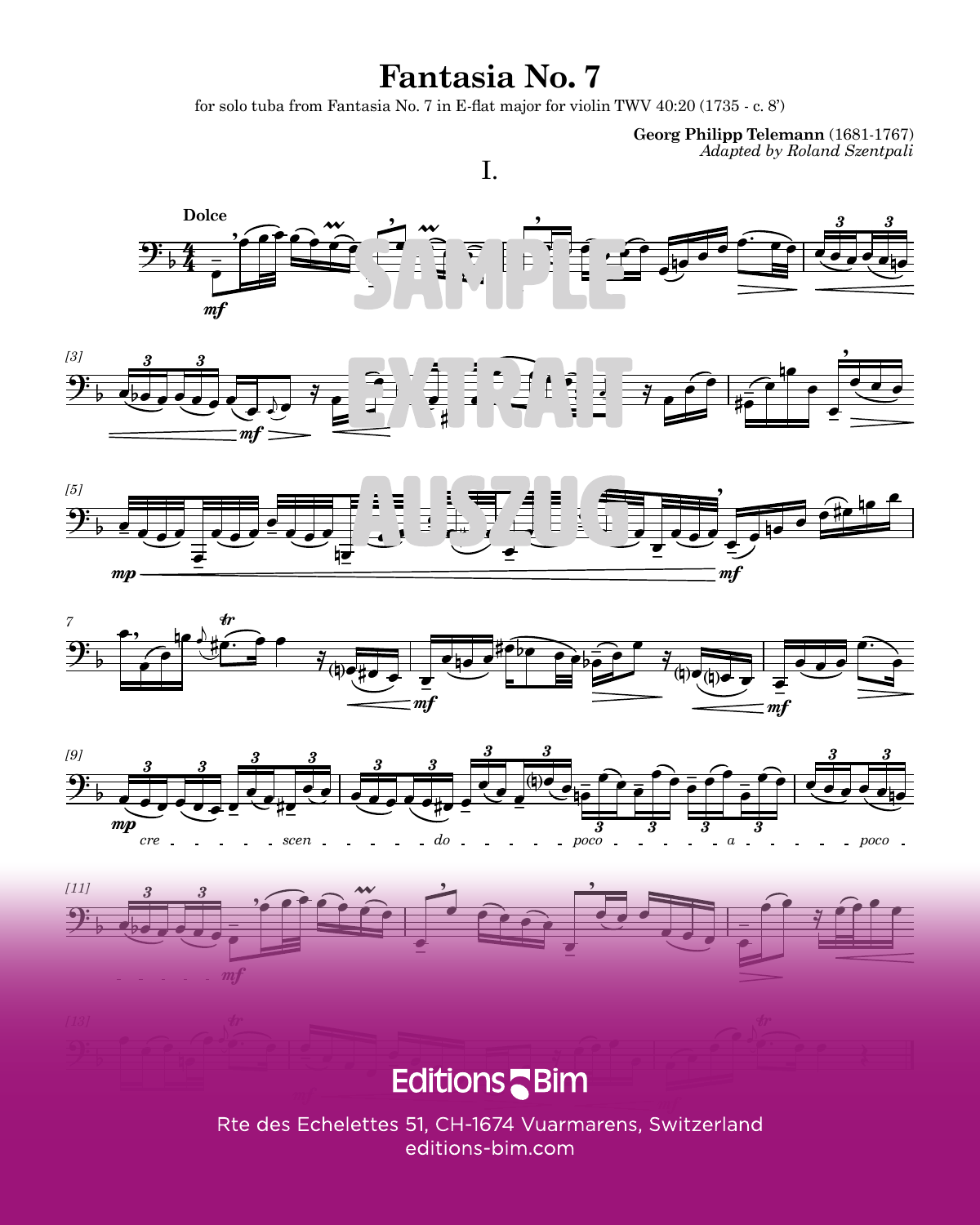# Fantasia No. 7

for solo tuba from Fantasia No. 7 in E-flat major for violin TWV 40:20 (1735 - c. 8')

**Georg Philipp Telemann** (1681-1767)
*Adapted by Roland Szentpali*

## I.

**Dolce**

Editions Bim

Rte des Echelettes 51, CH-1674 Vuarmarens, Switzerland
editions-bim.com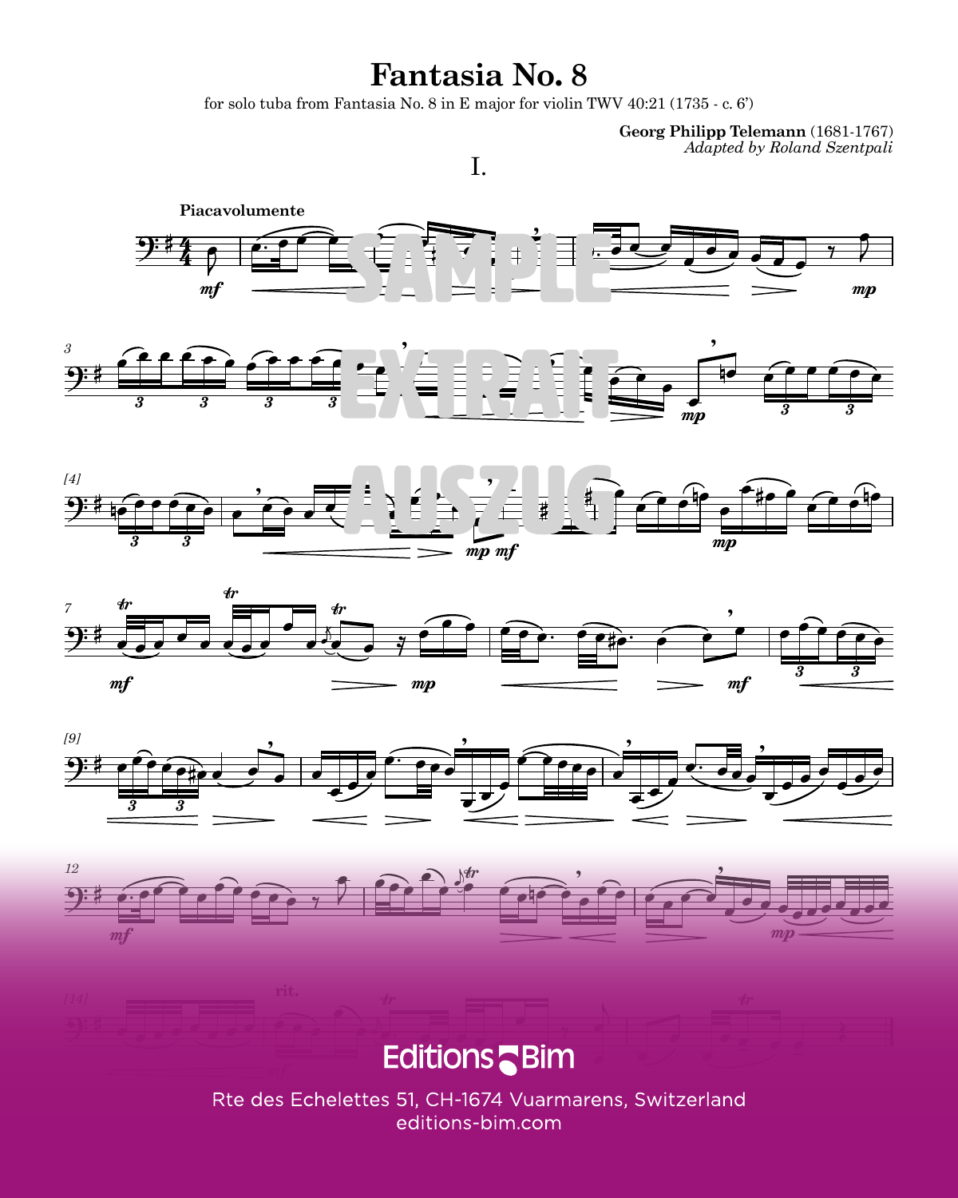# Fantasia No. 8

for solo tuba from Fantasia No. 8 in E major for violin TWV 40:21 (1735 - c. 6')

**Georg Philipp Telemann** (1681-1767)
*Adapted by Roland Szentpali*

## I.

**Piacavolumente**

Editions Bim

Rte des Echelettes 51, CH-1674 Vuarmarens, Switzerland
editions-bim.com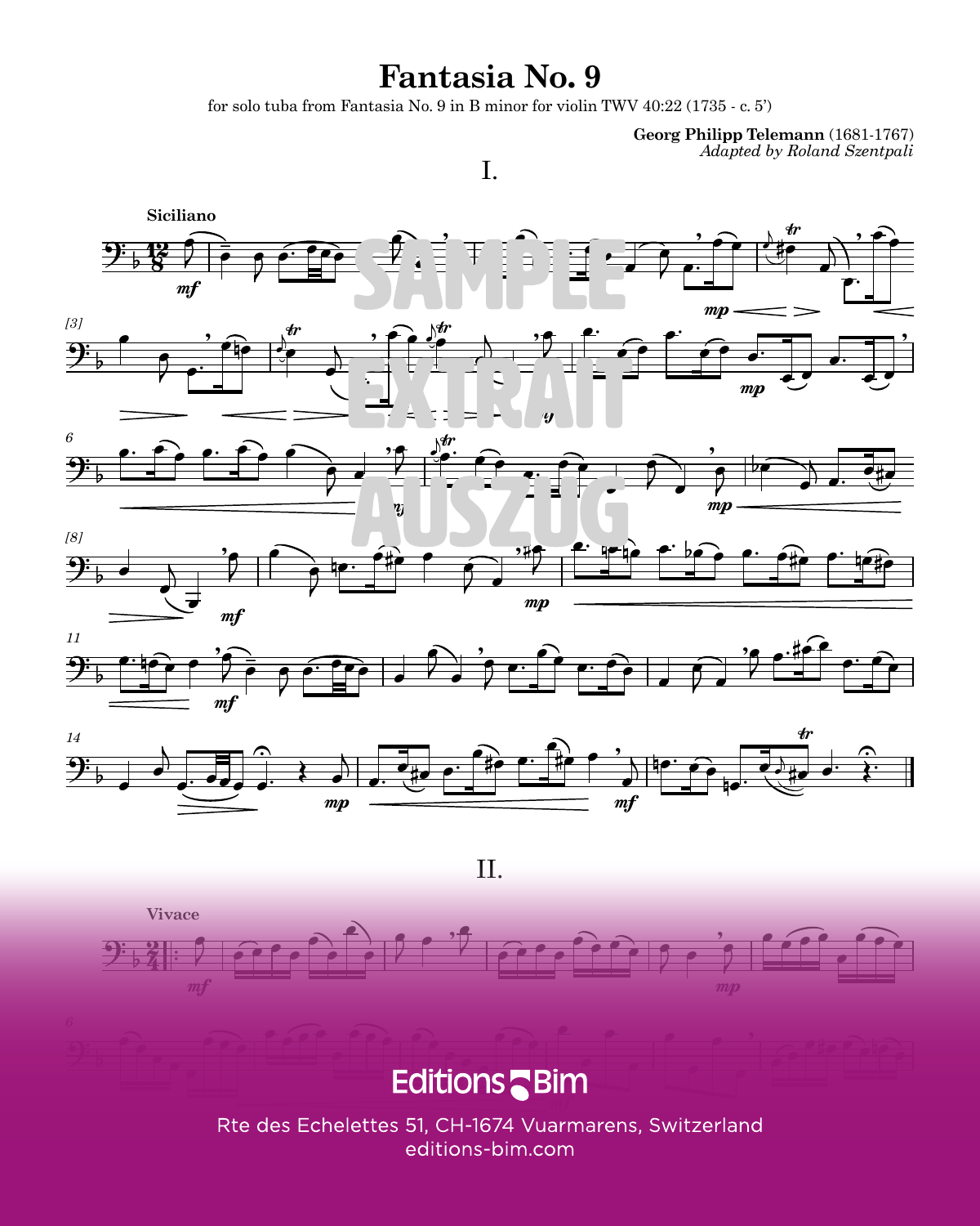# Fantasia No. 9

for solo tuba from Fantasia No. 9 in B minor for violin TWV 40:22 (1735 - c. 5')

**Georg Philipp Telemann** (1681-1767)
*Adapted by Roland Szentpali*

## I.

**Siciliano**

## II.

**Vivace**

Editions Bim

Rte des Echelettes 51, CH-1674 Vuarmarens, Switzerland
editions-bim.com